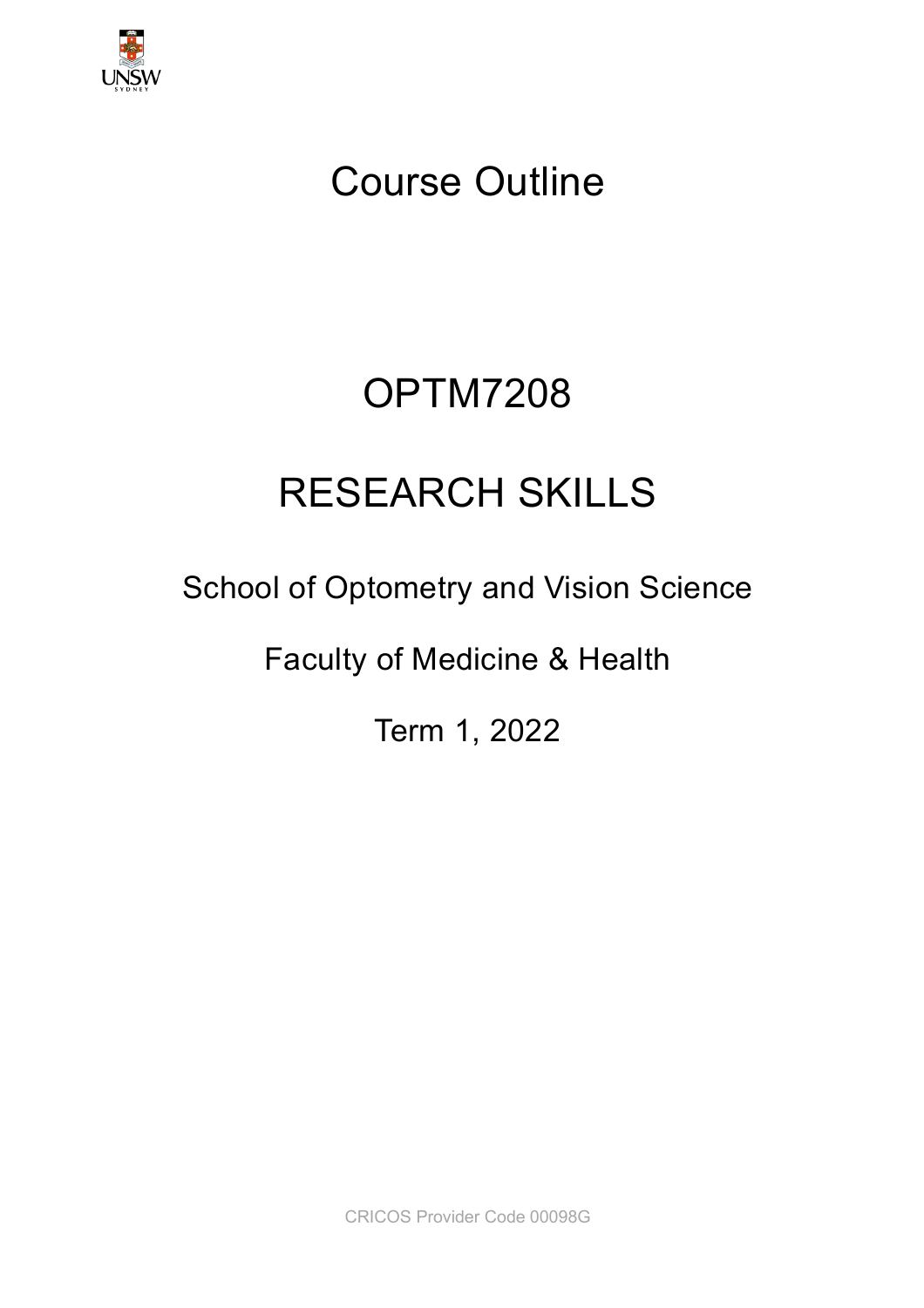# Course Outline

# OPTM7208

# RESEARCH SKILLS

School of Optometry and Vision Science

Faculty of Medicine & Health

Term 1, 2022

CRICOS Provider Code 00098G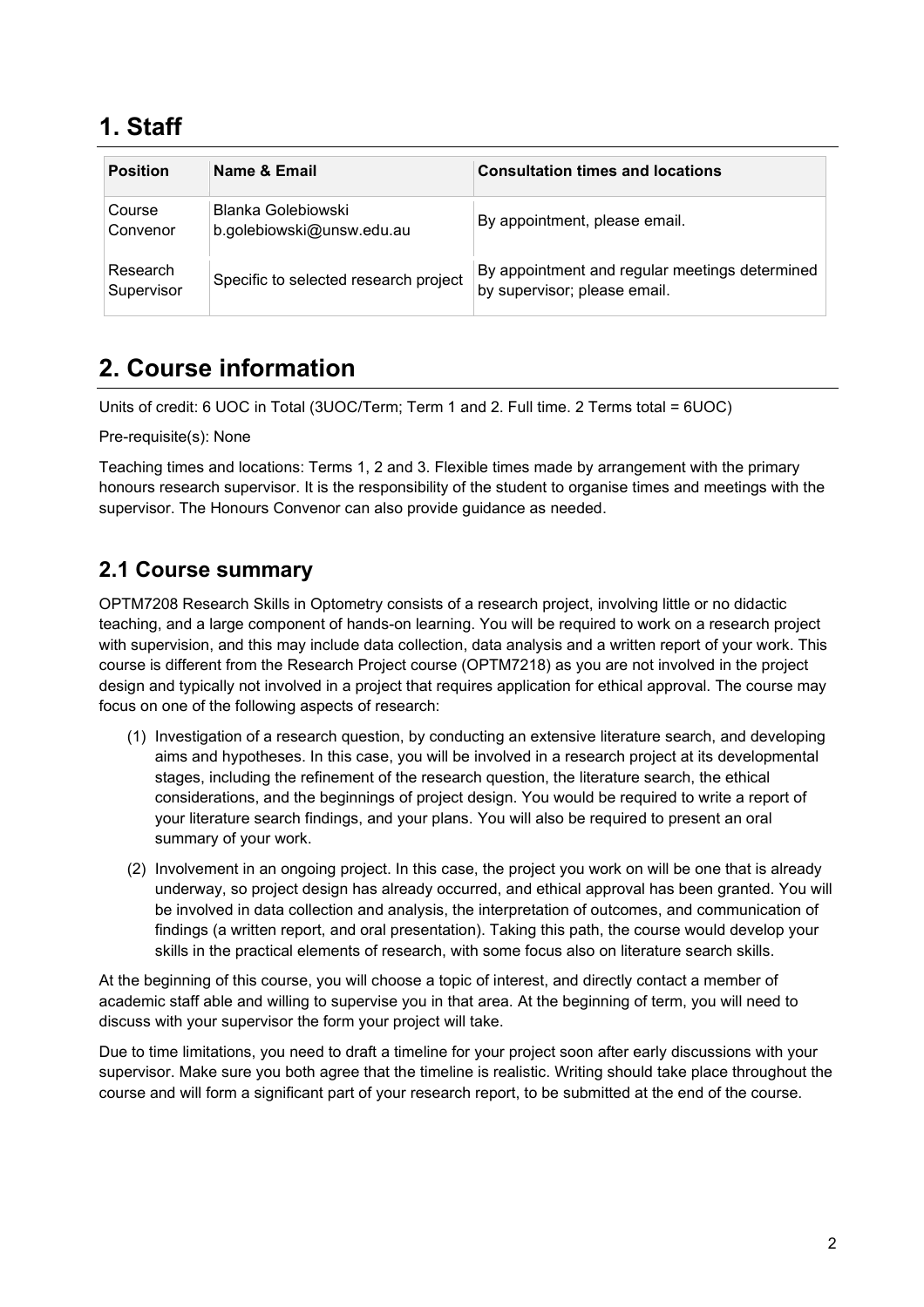# 1. Staff

| Position | Name & Email | Consultation times and locations |
|---|---|---|
| Course Convenor | Blanka Golebiowski b.golebiowski@unsw.edu.au | By appointment, please email. |
| Research Supervisor | Specific to selected research project | By appointment and regular meetings determined by supervisor; please email. |

# 2. Course information

Units of credit: 6 UOC in Total (3UOC/Term; Term 1 and 2. Full time. 2 Terms total = 6UOC)

Pre-requisite(s): None

Teaching times and locations: Terms 1, 2 and 3. Flexible times made by arrangement with the primary honours research supervisor. It is the responsibility of the student to organise times and meetings with the supervisor. The Honours Convenor can also provide guidance as needed.

## 2.1 Course summary

OPTM7208 Research Skills in Optometry consists of a research project, involving little or no didactic teaching, and a large component of hands-on learning. You will be required to work on a research project with supervision, and this may include data collection, data analysis and a written report of your work. This course is different from the Research Project course (OPTM7218) as you are not involved in the project design and typically not involved in a project that requires application for ethical approval. The course may focus on one of the following aspects of research:

(1) Investigation of a research question, by conducting an extensive literature search, and developing aims and hypotheses. In this case, you will be involved in a research project at its developmental stages, including the refinement of the research question, the literature search, the ethical considerations, and the beginnings of project design. You would be required to write a report of your literature search findings, and your plans. You will also be required to present an oral summary of your work.

(2) Involvement in an ongoing project. In this case, the project you work on will be one that is already underway, so project design has already occurred, and ethical approval has been granted. You will be involved in data collection and analysis, the interpretation of outcomes, and communication of findings (a written report, and oral presentation). Taking this path, the course would develop your skills in the practical elements of research, with some focus also on literature search skills.

At the beginning of this course, you will choose a topic of interest, and directly contact a member of academic staff able and willing to supervise you in that area. At the beginning of term, you will need to discuss with your supervisor the form your project will take.

Due to time limitations, you need to draft a timeline for your project soon after early discussions with your supervisor. Make sure you both agree that the timeline is realistic. Writing should take place throughout the course and will form a significant part of your research report, to be submitted at the end of the course.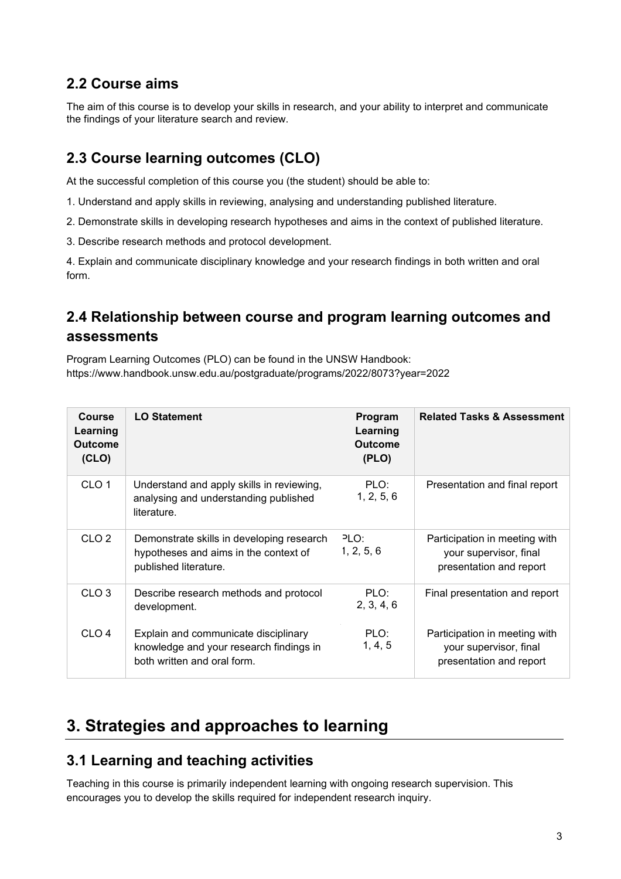## 2.2 Course aims

The aim of this course is to develop your skills in research, and your ability to interpret and communicate the findings of your literature search and review.

## 2.3 Course learning outcomes (CLO)

At the successful completion of this course you (the student) should be able to:

1. Understand and apply skills in reviewing, analysing and understanding published literature.

2. Demonstrate skills in developing research hypotheses and aims in the context of published literature.

3. Describe research methods and protocol development.

4. Explain and communicate disciplinary knowledge and your research findings in both written and oral form.

## 2.4 Relationship between course and program learning outcomes and assessments

Program Learning Outcomes (PLO) can be found in the UNSW Handbook: https://www.handbook.unsw.edu.au/postgraduate/programs/2022/8073?year=2022

| Course Learning Outcome (CLO) | LO Statement | Program Learning Outcome (PLO) | Related Tasks & Assessment |
|---|---|---|---|
| CLO 1 | Understand and apply skills in reviewing, analysing and understanding published literature. | PLO: 1, 2, 5, 6 | Presentation and final report |
| CLO 2 | Demonstrate skills in developing research hypotheses and aims in the context of published literature. | PLO: 1, 2, 5, 6 | Participation in meeting with your supervisor, final presentation and report |
| CLO 3 | Describe research methods and protocol development. | PLO: 2, 3, 4, 6 | Final presentation and report |
| CLO 4 | Explain and communicate disciplinary knowledge and your research findings in both written and oral form. | PLO: 1, 4, 5 | Participation in meeting with your supervisor, final presentation and report |

# 3. Strategies and approaches to learning

## 3.1 Learning and teaching activities

Teaching in this course is primarily independent learning with ongoing research supervision. This encourages you to develop the skills required for independent research inquiry.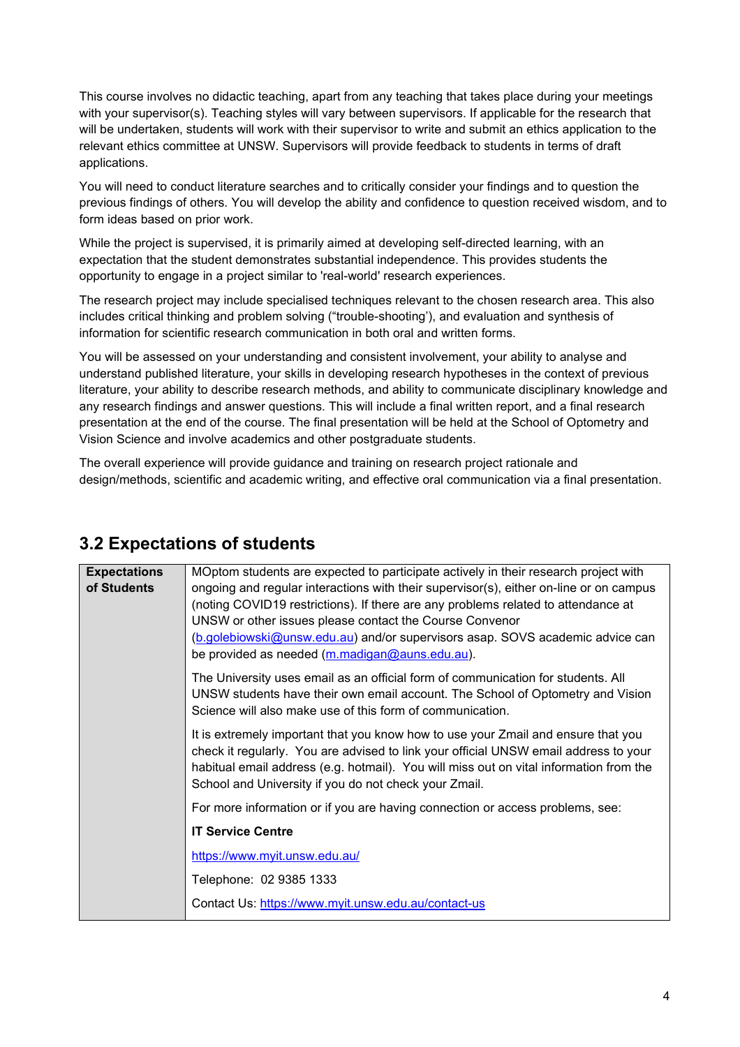This course involves no didactic teaching, apart from any teaching that takes place during your meetings with your supervisor(s). Teaching styles will vary between supervisors. If applicable for the research that will be undertaken, students will work with their supervisor to write and submit an ethics application to the relevant ethics committee at UNSW. Supervisors will provide feedback to students in terms of draft applications.

You will need to conduct literature searches and to critically consider your findings and to question the previous findings of others. You will develop the ability and confidence to question received wisdom, and to form ideas based on prior work.

While the project is supervised, it is primarily aimed at developing self-directed learning, with an expectation that the student demonstrates substantial independence. This provides students the opportunity to engage in a project similar to 'real-world' research experiences.

The research project may include specialised techniques relevant to the chosen research area. This also includes critical thinking and problem solving ("trouble-shooting'), and evaluation and synthesis of information for scientific research communication in both oral and written forms.

You will be assessed on your understanding and consistent involvement, your ability to analyse and understand published literature, your skills in developing research hypotheses in the context of previous literature, your ability to describe research methods, and ability to communicate disciplinary knowledge and any research findings and answer questions. This will include a final written report, and a final research presentation at the end of the course. The final presentation will be held at the School of Optometry and Vision Science and involve academics and other postgraduate students.

The overall experience will provide guidance and training on research project rationale and design/methods, scientific and academic writing, and effective oral communication via a final presentation.

## 3.2 Expectations of students

| **Expectations of Students** | MOptom students are expected to participate actively in their research project with ongoing and regular interactions with their supervisor(s), either on-line or on campus (noting COVID19 restrictions). If there are any problems related to attendance at UNSW or other issues please contact the Course Convenor (b.golebiowski@unsw.edu.au) and/or supervisors asap. SOVS academic advice can be provided as needed (m.madigan@auns.edu.au).<br><br>The University uses email as an official form of communication for students. All UNSW students have their own email account. The School of Optometry and Vision Science will also make use of this form of communication.<br><br>It is extremely important that you know how to use your Zmail and ensure that you check it regularly. You are advised to link your official UNSW email address to your habitual email address (e.g. hotmail). You will miss out on vital information from the School and University if you do not check your Zmail.<br><br>For more information or if you are having connection or access problems, see:<br><br>**IT Service Centre**<br><br>https://www.myit.unsw.edu.au/<br><br>Telephone: 02 9385 1333<br><br>Contact Us: https://www.myit.unsw.edu.au/contact-us |
|---|---|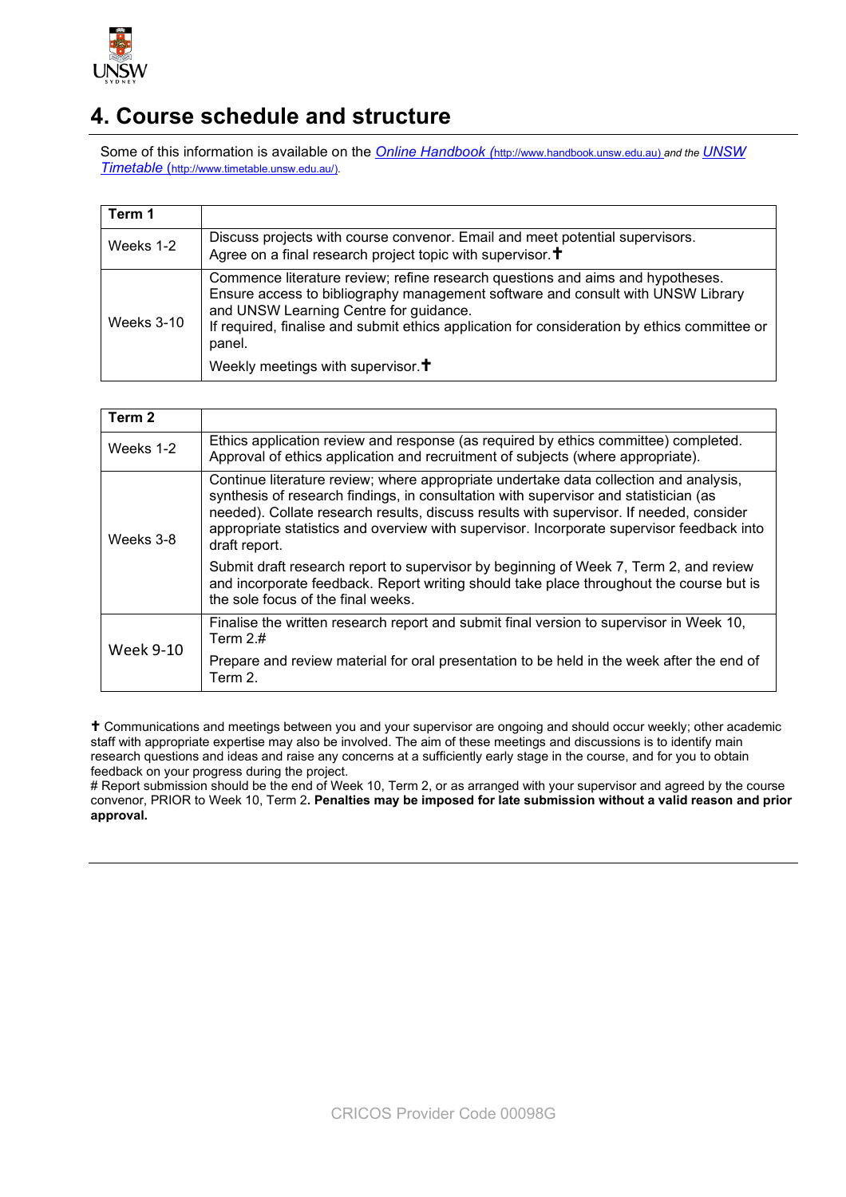# 4. Course schedule and structure

Some of this information is available on the *Online Handbook* (http://www.handbook.unsw.edu.au) *and the UNSW Timetable* (http://www.timetable.unsw.edu.au/).

| Term 1 | |
|---|---|
| Weeks 1-2 | Discuss projects with course convenor. Email and meet potential supervisors. Agree on a final research project topic with supervisor.✝ |
| Weeks 3-10 | Commence literature review; refine research questions and aims and hypotheses. Ensure access to bibliography management software and consult with UNSW Library and UNSW Learning Centre for guidance. If required, finalise and submit ethics application for consideration by ethics committee or panel. Weekly meetings with supervisor.✝ |

| Term 2 | |
|---|---|
| Weeks 1-2 | Ethics application review and response (as required by ethics committee) completed. Approval of ethics application and recruitment of subjects (where appropriate). |
| Weeks 3-8 | Continue literature review; where appropriate undertake data collection and analysis, synthesis of research findings, in consultation with supervisor and statistician (as needed). Collate research results, discuss results with supervisor. If needed, consider appropriate statistics and overview with supervisor. Incorporate supervisor feedback into draft report. Submit draft research report to supervisor by beginning of Week 7, Term 2, and review and incorporate feedback. Report writing should take place throughout the course but is the sole focus of the final weeks. |
| Week 9-10 | Finalise the written research report and submit final version to supervisor in Week 10, Term 2.# Prepare and review material for oral presentation to be held in the week after the end of Term 2. |

✝ Communications and meetings between you and your supervisor are ongoing and should occur weekly; other academic staff with appropriate expertise may also be involved. The aim of these meetings and discussions is to identify main research questions and ideas and raise any concerns at a sufficiently early stage in the course, and for you to obtain feedback on your progress during the project.

# Report submission should be the end of Week 10, Term 2, or as arranged with your supervisor and agreed by the course convenor, PRIOR to Week 10, Term 2**. Penalties may be imposed for late submission without a valid reason and prior approval.**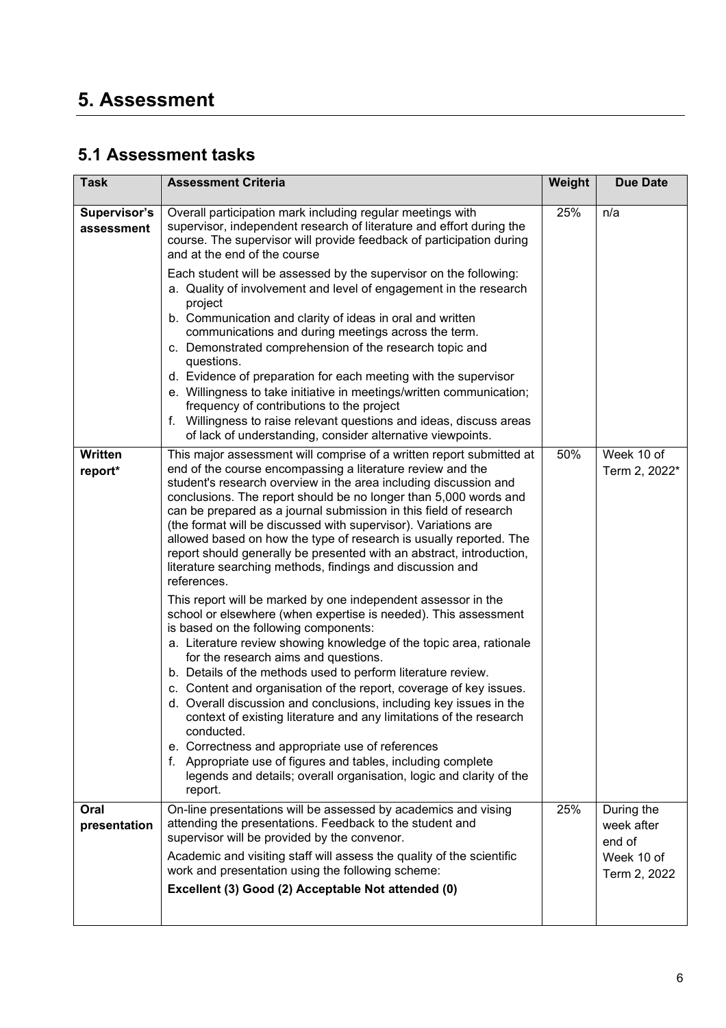# 5. Assessment

## 5.1 Assessment tasks

| Task | Assessment Criteria | Weight | Due Date |
|---|---|---|---|
| **Supervisor's assessment** | Overall participation mark including regular meetings with supervisor, independent research of literature and effort during the course. The supervisor will provide feedback of participation during and at the end of the course<br><br>Each student will be assessed by the supervisor on the following:<br>a. Quality of involvement and level of engagement in the research project<br>b. Communication and clarity of ideas in oral and written communications and during meetings across the term.<br>c. Demonstrated comprehension of the research topic and questions.<br>d. Evidence of preparation for each meeting with the supervisor<br>e. Willingness to take initiative in meetings/written communication; frequency of contributions to the project<br>f. Willingness to raise relevant questions and ideas, discuss areas of lack of understanding, consider alternative viewpoints. | 25% | n/a |
| **Written report*** | This major assessment will comprise of a written report submitted at end of the course encompassing a literature review and the student's research overview in the area including discussion and conclusions. The report should be no longer than 5,000 words and can be prepared as a journal submission in this field of research (the format will be discussed with supervisor). Variations are allowed based on how the type of research is usually reported. The report should generally be presented with an abstract, introduction, literature searching methods, findings and discussion and references.<br><br>This report will be marked by one independent assessor in the school or elsewhere (when expertise is needed). This assessment is based on the following components:<br>a. Literature review showing knowledge of the topic area, rationale for the research aims and questions.<br>b. Details of the methods used to perform literature review.<br>c. Content and organisation of the report, coverage of key issues.<br>d. Overall discussion and conclusions, including key issues in the context of existing literature and any limitations of the research conducted.<br>e. Correctness and appropriate use of references<br>f. Appropriate use of figures and tables, including complete legends and details; overall organisation, logic and clarity of the report. | 50% | Week 10 of Term 2, 2022* |
| **Oral presentation** | On-line presentations will be assessed by academics and vising attending the presentations. Feedback to the student and supervisor will be provided by the convenor.<br><br>Academic and visiting staff will assess the quality of the scientific work and presentation using the following scheme:<br>**Excellent (3) Good (2) Acceptable Not attended (0)** | 25% | During the week after end of Week 10 of Term 2, 2022 |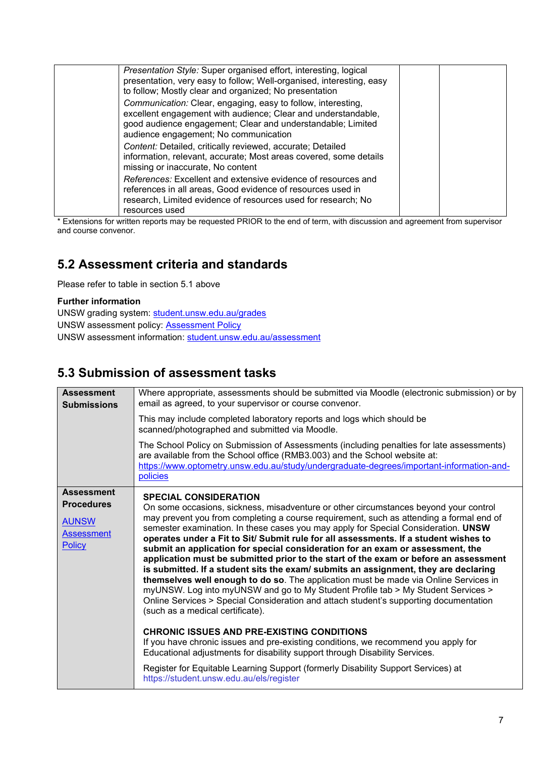| | | | |
|---|---|---|---|
| | *Presentation Style:* Super organised effort, interesting, logical presentation, very easy to follow; Well-organised, interesting, easy to follow; Mostly clear and organized; No presentation<br>*Communication:* Clear, engaging, easy to follow, interesting, excellent engagement with audience; Clear and understandable, good audience engagement; Clear and understandable; Limited audience engagement; No communication<br>*Content:* Detailed, critically reviewed, accurate; Detailed information, relevant, accurate; Most areas covered, some details missing or inaccurate, No content<br>*References:* Excellent and extensive evidence of resources and references in all areas, Good evidence of resources used in research, Limited evidence of resources used for research; No resources used | | |

* Extensions for written reports may be requested PRIOR to the end of term, with discussion and agreement from supervisor and course convenor.

## 5.2 Assessment criteria and standards

Please refer to table in section 5.1 above

**Further information**

UNSW grading system: student.unsw.edu.au/grades
UNSW assessment policy: Assessment Policy
UNSW assessment information: student.unsw.edu.au/assessment

## 5.3 Submission of assessment tasks

| | |
|---|---|
| **Assessment Submissions** | Where appropriate, assessments should be submitted via Moodle (electronic submission) or by email as agreed, to your supervisor or course convenor.<br><br>This may include completed laboratory reports and logs which should be scanned/photographed and submitted via Moodle.<br><br>The School Policy on Submission of Assessments (including penalties for late assessments) are available from the School office (RMB3.003) and the School website at: https://www.optometry.unsw.edu.au/study/undergraduate-degrees/important-information-and-policies |
| **Assessment Procedures**<br><br>AUNSW Assessment Policy | **SPECIAL CONSIDERATION**<br>On some occasions, sickness, misadventure or other circumstances beyond your control may prevent you from completing a course requirement, such as attending a formal end of semester examination. In these cases you may apply for Special Consideration. **UNSW operates under a Fit to Sit/ Submit rule for all assessments. If a student wishes to submit an application for special consideration for an exam or assessment, the application must be submitted prior to the start of the exam or before an assessment is submitted. If a student sits the exam/ submits an assignment, they are declaring themselves well enough to do so**. The application must be made via Online Services in myUNSW. Log into myUNSW and go to My Student Profile tab > My Student Services > Online Services > Special Consideration and attach student's supporting documentation (such as a medical certificate).<br><br>**CHRONIC ISSUES AND PRE-EXISTING CONDITIONS**<br>If you have chronic issues and pre-existing conditions, we recommend you apply for Educational adjustments for disability support through Disability Services.<br><br>Register for Equitable Learning Support (formerly Disability Support Services) at https://student.unsw.edu.au/els/register |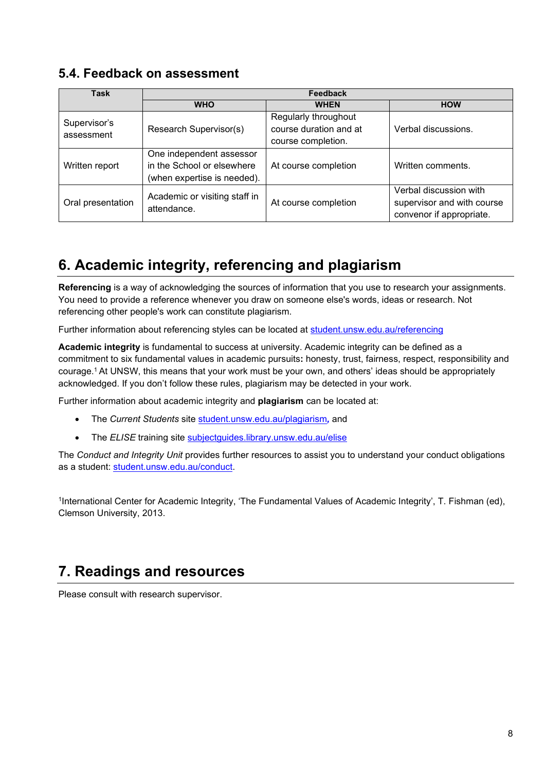### 5.4. Feedback on assessment

| Task | Feedback | | |
|---|---|---|---|
| | WHO | WHEN | HOW |
| Supervisor's assessment | Research Supervisor(s) | Regularly throughout course duration and at course completion. | Verbal discussions. |
| Written report | One independent assessor in the School or elsewhere (when expertise is needed). | At course completion | Written comments. |
| Oral presentation | Academic or visiting staff in attendance. | At course completion | Verbal discussion with supervisor and with course convenor if appropriate. |

## 6. Academic integrity, referencing and plagiarism

**Referencing** is a way of acknowledging the sources of information that you use to research your assignments. You need to provide a reference whenever you draw on someone else's words, ideas or research. Not referencing other people's work can constitute plagiarism.

Further information about referencing styles can be located at student.unsw.edu.au/referencing

**Academic integrity** is fundamental to success at university. Academic integrity can be defined as a commitment to six fundamental values in academic pursuits**:** honesty, trust, fairness, respect, responsibility and courage.[1] At UNSW, this means that your work must be your own, and others' ideas should be appropriately acknowledged. If you don't follow these rules, plagiarism may be detected in your work.

Further information about academic integrity and **plagiarism** can be located at:

- The *Current Students* site student.unsw.edu.au/plagiarism*,* and
- The *ELISE* training site subjectguides.library.unsw.edu.au/elise

The *Conduct and Integrity Unit* provides further resources to assist you to understand your conduct obligations as a student: student.unsw.edu.au/conduct.

[1]International Center for Academic Integrity, 'The Fundamental Values of Academic Integrity', T. Fishman (ed), Clemson University, 2013.

## 7. Readings and resources

Please consult with research supervisor.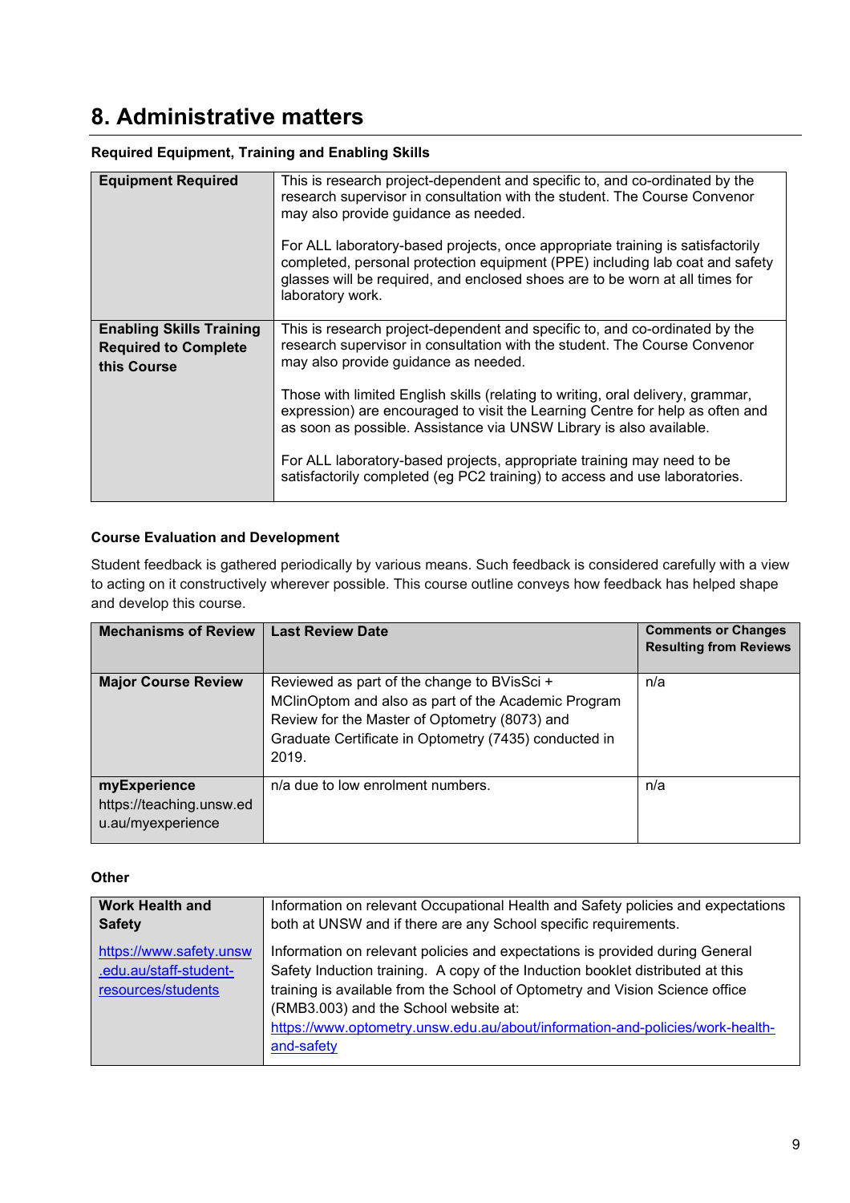## 8. Administrative matters

**Required Equipment, Training and Enabling Skills**

| | |
|---|---|
| **Equipment Required** | This is research project-dependent and specific to, and co-ordinated by the research supervisor in consultation with the student. The Course Convenor may also provide guidance as needed.<br><br>For ALL laboratory-based projects, once appropriate training is satisfactorily completed, personal protection equipment (PPE) including lab coat and safety glasses will be required, and enclosed shoes are to be worn at all times for laboratory work. |
| **Enabling Skills Training Required to Complete this Course** | This is research project-dependent and specific to, and co-ordinated by the research supervisor in consultation with the student. The Course Convenor may also provide guidance as needed.<br><br>Those with limited English skills (relating to writing, oral delivery, grammar, expression) are encouraged to visit the Learning Centre for help as often and as soon as possible. Assistance via UNSW Library is also available.<br><br>For ALL laboratory-based projects, appropriate training may need to be satisfactorily completed (eg PC2 training) to access and use laboratories. |

**Course Evaluation and Development**

Student feedback is gathered periodically by various means. Such feedback is considered carefully with a view to acting on it constructively wherever possible. This course outline conveys how feedback has helped shape and develop this course.

| Mechanisms of Review | Last Review Date | Comments or Changes Resulting from Reviews |
|---|---|---|
| **Major Course Review** | Reviewed as part of the change to BVisSci + MClinOptom and also as part of the Academic Program Review for the Master of Optometry (8073) and Graduate Certificate in Optometry (7435) conducted in 2019. | n/a |
| **myExperience** https://teaching.unsw.edu.au/myexperience | n/a due to low enrolment numbers. | n/a |

**Other**

| | |
|---|---|
| **Work Health and Safety**<br><br>https://www.safety.unsw.edu.au/staff-student-resources/students | Information on relevant Occupational Health and Safety policies and expectations both at UNSW and if there are any School specific requirements.<br><br>Information on relevant policies and expectations is provided during General Safety Induction training. A copy of the Induction booklet distributed at this training is available from the School of Optometry and Vision Science office (RMB3.003) and the School website at: https://www.optometry.unsw.edu.au/about/information-and-policies/work-health-and-safety |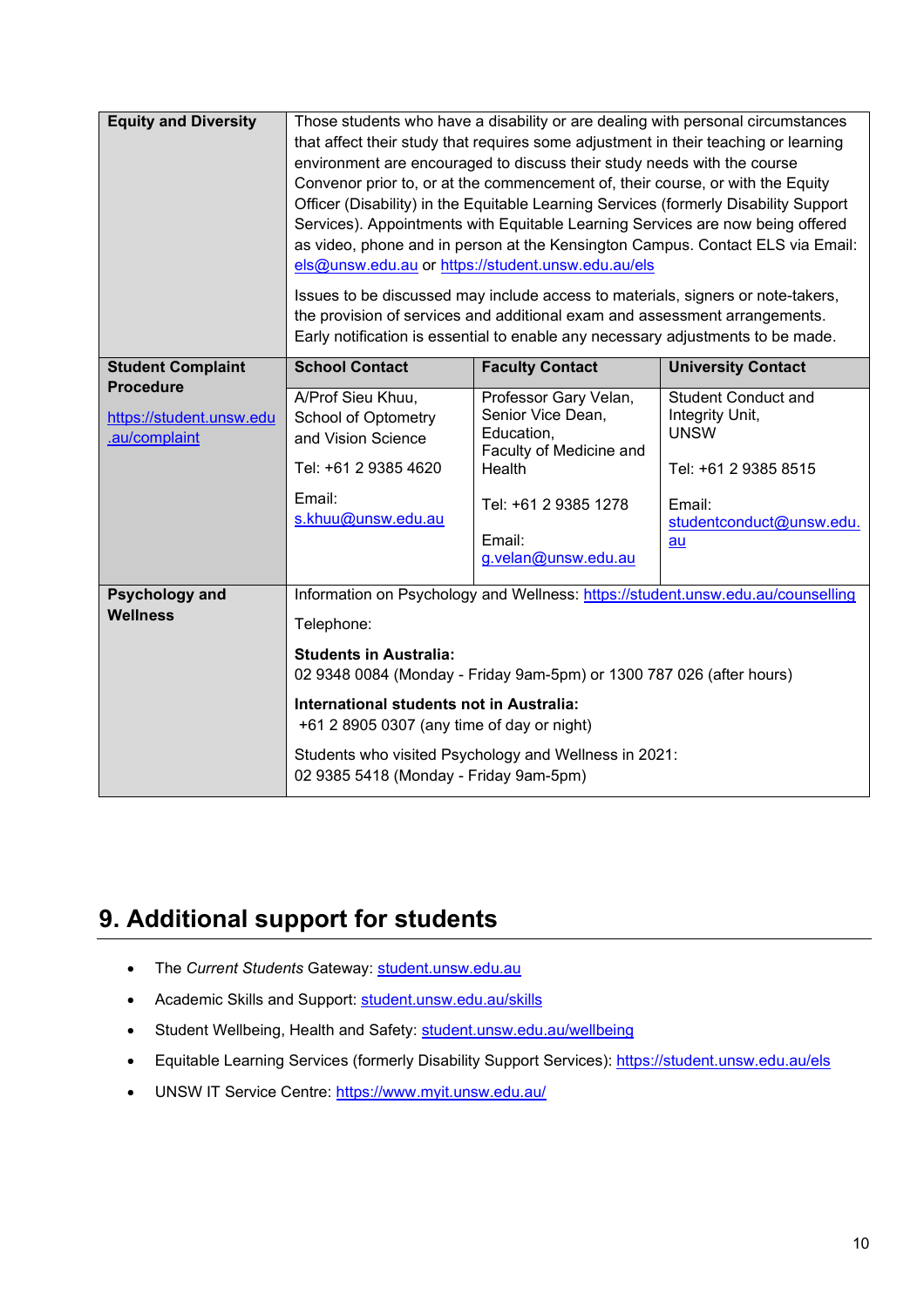| | | | |
|---|---|---|---|
| **Equity and Diversity** | Those students who have a disability or are dealing with personal circumstances that affect their study that requires some adjustment in their teaching or learning environment are encouraged to discuss their study needs with the course Convenor prior to, or at the commencement of, their course, or with the Equity Officer (Disability) in the Equitable Learning Services (formerly Disability Support Services). Appointments with Equitable Learning Services are now being offered as video, phone and in person at the Kensington Campus. Contact ELS via Email: els@unsw.edu.au or https://student.unsw.edu.au/els<br><br>Issues to be discussed may include access to materials, signers or note-takers, the provision of services and additional exam and assessment arrangements. Early notification is essential to enable any necessary adjustments to be made. | | |
| **Student Complaint Procedure**<br><br>https://student.unsw.edu.au/complaint | **School Contact**<br><br>A/Prof Sieu Khuu, School of Optometry and Vision Science<br><br>Tel: +61 2 9385 4620<br><br>Email: s.khuu@unsw.edu.au | **Faculty Contact**<br><br>Professor Gary Velan, Senior Vice Dean, Education, Faculty of Medicine and Health<br><br>Tel: +61 2 9385 1278<br><br>Email: g.velan@unsw.edu.au | **University Contact**<br><br>Student Conduct and Integrity Unit, UNSW<br><br>Tel: +61 2 9385 8515<br><br>Email: studentconduct@unsw.edu.au |
| **Psychology and Wellness** | Information on Psychology and Wellness: https://student.unsw.edu.au/counselling<br><br>Telephone:<br><br>**Students in Australia:**<br>02 9348 0084 (Monday - Friday 9am-5pm) or 1300 787 026 (after hours)<br><br>**International students not in Australia:**<br>+61 2 8905 0307 (any time of day or night)<br><br>Students who visited Psychology and Wellness in 2021:<br>02 9385 5418 (Monday - Friday 9am-5pm) | | |

## 9. Additional support for students

- The *Current Students* Gateway: student.unsw.edu.au
- Academic Skills and Support: student.unsw.edu.au/skills
- Student Wellbeing, Health and Safety: student.unsw.edu.au/wellbeing
- Equitable Learning Services (formerly Disability Support Services): https://student.unsw.edu.au/els
- UNSW IT Service Centre: https://www.myit.unsw.edu.au/